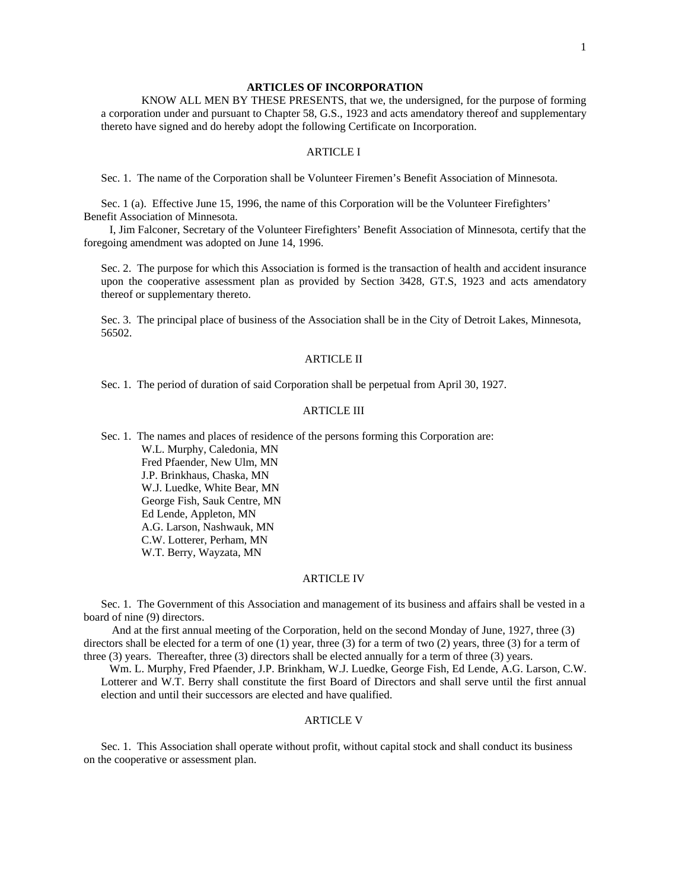# ARTICLES OF INCORPORATION

KNOW ALL MEN BY THESE PRESENTS, that we, the undersigned, for the purpose of forming a corporation under and pursuant to Chapter 58, G.S., 1923 and acts amendatory thereof and supplementary thereto have signed and do hereby adopt the following Certificate on Incorporation.

## ARTICLE I

Sec. 1. The name of the Corporation shall be Volunteer Firemen's Benefit Association of Minnesota.

Sec. 1 (a). Effective June 15, 1996, the name of this Corporation will be the Volunteer Firefighters' Benefit Association of Minnesota.

I, Jim Falconer, Secretary of the Volunteer Firefighters' Benefit Association of Minnesota, certify that the foregoing amendment was adopted on June 14, 1996.

Sec. 2. The purpose for which this Association is formed is the transaction of health and accident insurance upon the cooperative assessment plan as provided by Section 3428, GT.S, 1923 and acts amendatory thereof or supplementary thereto.

Sec. 3. The principal place of business of the Association shall be in the City of Detroit Lakes, Minnesota, 56502.

## ARTICLE II

Sec. 1. The period of duration of said Corporation shall be perpetual from April 30, 1927.

## ARTICLE III

Sec. 1. The names and places of residence of the persons forming this Corporation are:

W.L. Murphy, Caledonia, MN
Fred Pfaender, New Ulm, MN
J.P. Brinkhaus, Chaska, MN
W.J. Luedke, White Bear, MN
George Fish, Sauk Centre, MN
Ed Lende, Appleton, MN
A.G. Larson, Nashwauk, MN
C.W. Lotterer, Perham, MN
W.T. Berry, Wayzata, MN

## ARTICLE IV

Sec. 1. The Government of this Association and management of its business and affairs shall be vested in a board of nine (9) directors.

And at the first annual meeting of the Corporation, held on the second Monday of June, 1927, three (3) directors shall be elected for a term of one (1) year, three (3) for a term of two (2) years, three (3) for a term of three (3) years. Thereafter, three (3) directors shall be elected annually for a term of three (3) years.

Wm. L. Murphy, Fred Pfaender, J.P. Brinkham, W.J. Luedke, George Fish, Ed Lende, A.G. Larson, C.W. Lotterer and W.T. Berry shall constitute the first Board of Directors and shall serve until the first annual election and until their successors are elected and have qualified.

## ARTICLE V

Sec. 1. This Association shall operate without profit, without capital stock and shall conduct its business on the cooperative or assessment plan.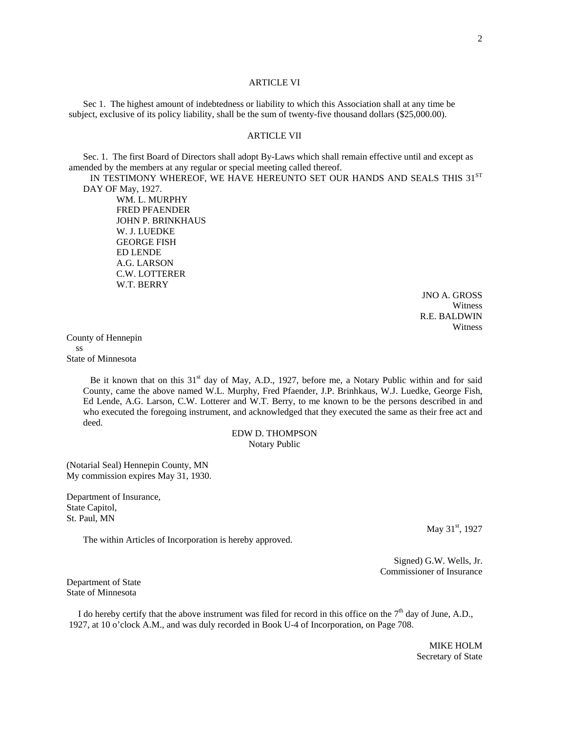## ARTICLE VI

Sec 1. The highest amount of indebtedness or liability to which this Association shall at any time be subject, exclusive of its policy liability, shall be the sum of twenty-five thousand dollars ($25,000.00).

## ARTICLE VII

Sec. 1. The first Board of Directors shall adopt By-Laws which shall remain effective until and except as amended by the members at any regular or special meeting called thereof.

IN TESTIMONY WHEREOF, WE HAVE HEREUNTO SET OUR HANDS AND SEALS THIS 31ST DAY OF May, 1927.

WM. L. MURPHY
FRED PFAENDER
JOHN P. BRINKHAUS
W. J. LUEDKE
GEORGE FISH
ED LENDE
A.G. LARSON
C.W. LOTTERER
W.T. BERRY

JNO A. GROSS
Witness
R.E. BALDWIN
Witness

County of Hennepin
ss
State of Minnesota

Be it known that on this 31st day of May, A.D., 1927, before me, a Notary Public within and for said County, came the above named W.L. Murphy, Fred Pfaender, J.P. Brinhkaus, W.J. Luedke, George Fish, Ed Lende, A.G. Larson, C.W. Lotterer and W.T. Berry, to me known to be the persons described in and who executed the foregoing instrument, and acknowledged that they executed the same as their free act and deed.

EDW D. THOMPSON
Notary Public

(Notarial Seal) Hennepin County, MN
My commission expires May 31, 1930.

Department of Insurance,
State Capitol,
St. Paul, MN

May 31st, 1927

The within Articles of Incorporation is hereby approved.

Signed) G.W. Wells, Jr.
Commissioner of Insurance

Department of State
State of Minnesota

I do hereby certify that the above instrument was filed for record in this office on the 7th day of June, A.D., 1927, at 10 o'clock A.M., and was duly recorded in Book U-4 of Incorporation, on Page 708.

MIKE HOLM
Secretary of State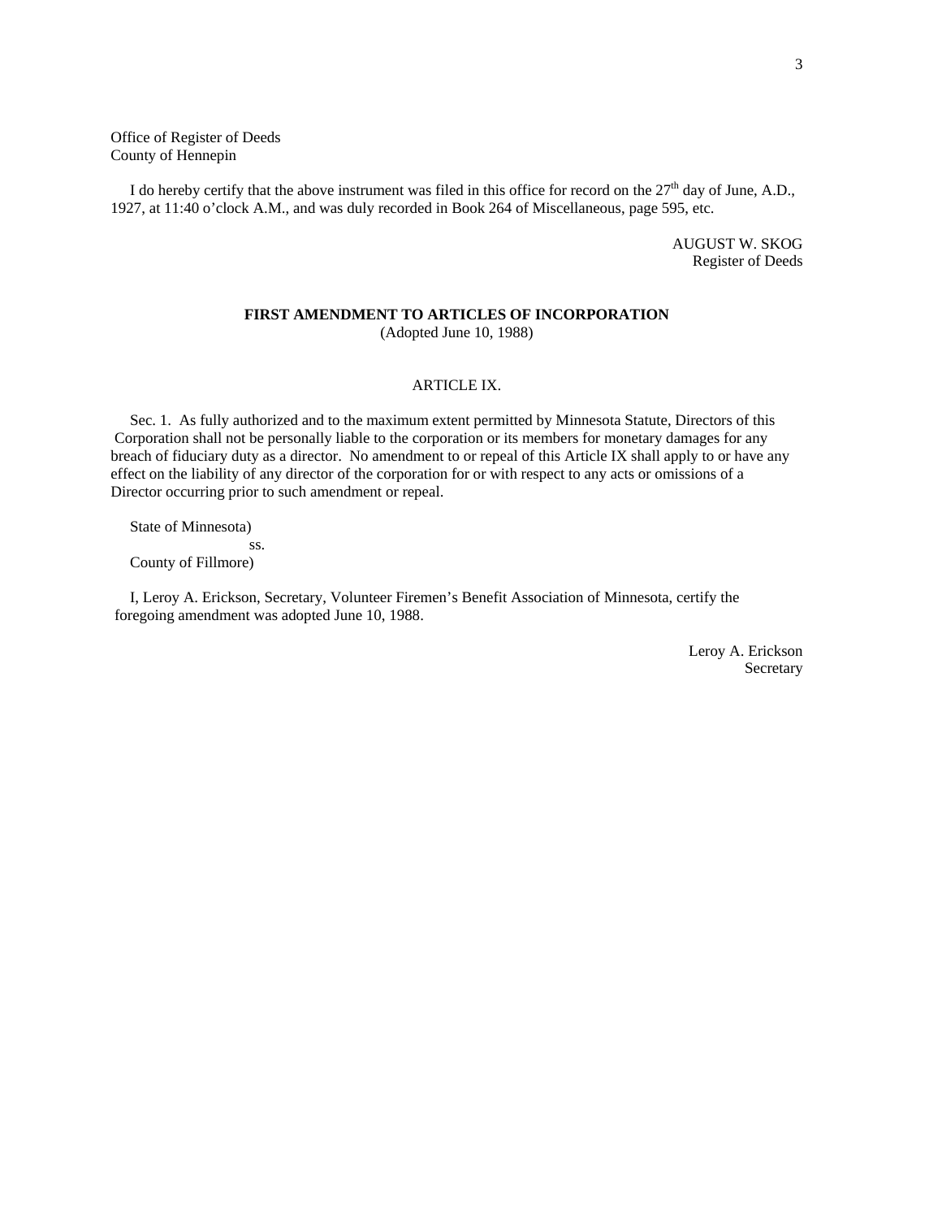Office of Register of Deeds
County of Hennepin

I do hereby certify that the above instrument was filed in this office for record on the 27th day of June, A.D., 1927, at 11:40 o'clock A.M., and was duly recorded in Book 264 of Miscellaneous, page 595, etc.

AUGUST W. SKOG
Register of Deeds

**FIRST AMENDMENT TO ARTICLES OF INCORPORATION**
(Adopted June 10, 1988)

ARTICLE IX.

Sec. 1. As fully authorized and to the maximum extent permitted by Minnesota Statute, Directors of this Corporation shall not be personally liable to the corporation or its members for monetary damages for any breach of fiduciary duty as a director. No amendment to or repeal of this Article IX shall apply to or have any effect on the liability of any director of the corporation for or with respect to any acts or omissions of a Director occurring prior to such amendment or repeal.

State of Minnesota)
ss.
County of Fillmore)

I, Leroy A. Erickson, Secretary, Volunteer Firemen's Benefit Association of Minnesota, certify the foregoing amendment was adopted June 10, 1988.

Leroy A. Erickson
Secretary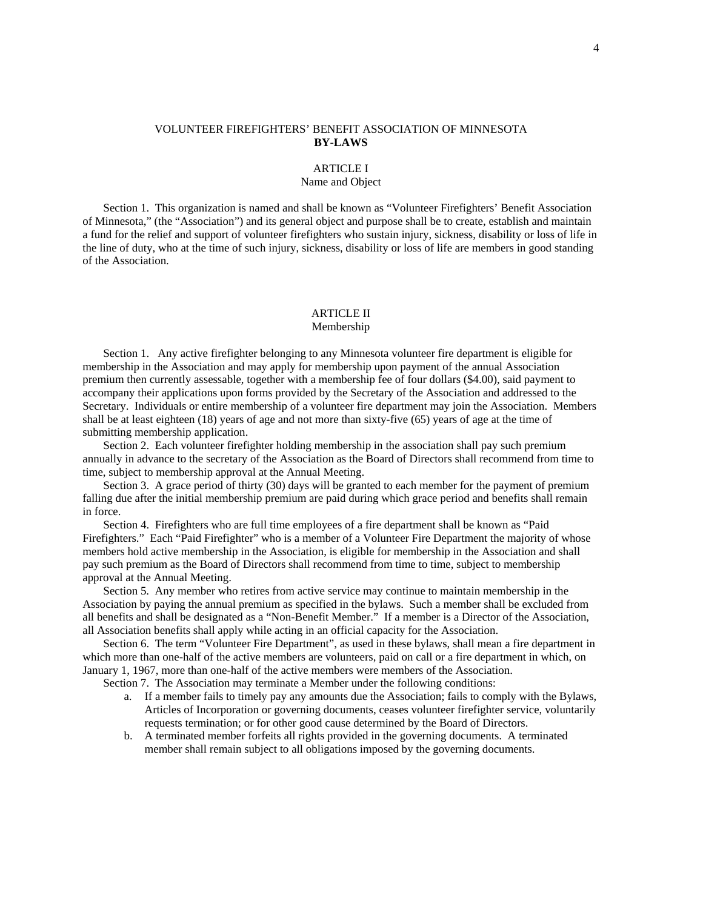# VOLUNTEER FIREFIGHTERS' BENEFIT ASSOCIATION OF MINNESOTA
## BY-LAWS

### ARTICLE I
### Name and Object

Section 1. This organization is named and shall be known as "Volunteer Firefighters' Benefit Association of Minnesota," (the "Association") and its general object and purpose shall be to create, establish and maintain a fund for the relief and support of volunteer firefighters who sustain injury, sickness, disability or loss of life in the line of duty, who at the time of such injury, sickness, disability or loss of life are members in good standing of the Association.

### ARTICLE II
### Membership

Section 1. Any active firefighter belonging to any Minnesota volunteer fire department is eligible for membership in the Association and may apply for membership upon payment of the annual Association premium then currently assessable, together with a membership fee of four dollars ($4.00), said payment to accompany their applications upon forms provided by the Secretary of the Association and addressed to the Secretary. Individuals or entire membership of a volunteer fire department may join the Association. Members shall be at least eighteen (18) years of age and not more than sixty-five (65) years of age at the time of submitting membership application.

Section 2. Each volunteer firefighter holding membership in the association shall pay such premium annually in advance to the secretary of the Association as the Board of Directors shall recommend from time to time, subject to membership approval at the Annual Meeting.

Section 3. A grace period of thirty (30) days will be granted to each member for the payment of premium falling due after the initial membership premium are paid during which grace period and benefits shall remain in force.

Section 4. Firefighters who are full time employees of a fire department shall be known as "Paid Firefighters." Each "Paid Firefighter" who is a member of a Volunteer Fire Department the majority of whose members hold active membership in the Association, is eligible for membership in the Association and shall pay such premium as the Board of Directors shall recommend from time to time, subject to membership approval at the Annual Meeting.

Section 5. Any member who retires from active service may continue to maintain membership in the Association by paying the annual premium as specified in the bylaws. Such a member shall be excluded from all benefits and shall be designated as a "Non-Benefit Member." If a member is a Director of the Association, all Association benefits shall apply while acting in an official capacity for the Association.

Section 6. The term "Volunteer Fire Department", as used in these bylaws, shall mean a fire department in which more than one-half of the active members are volunteers, paid on call or a fire department in which, on January 1, 1967, more than one-half of the active members were members of the Association.

Section 7. The Association may terminate a Member under the following conditions:

a. If a member fails to timely pay any amounts due the Association; fails to comply with the Bylaws, Articles of Incorporation or governing documents, ceases volunteer firefighter service, voluntarily requests termination; or for other good cause determined by the Board of Directors.

b. A terminated member forfeits all rights provided in the governing documents. A terminated member shall remain subject to all obligations imposed by the governing documents.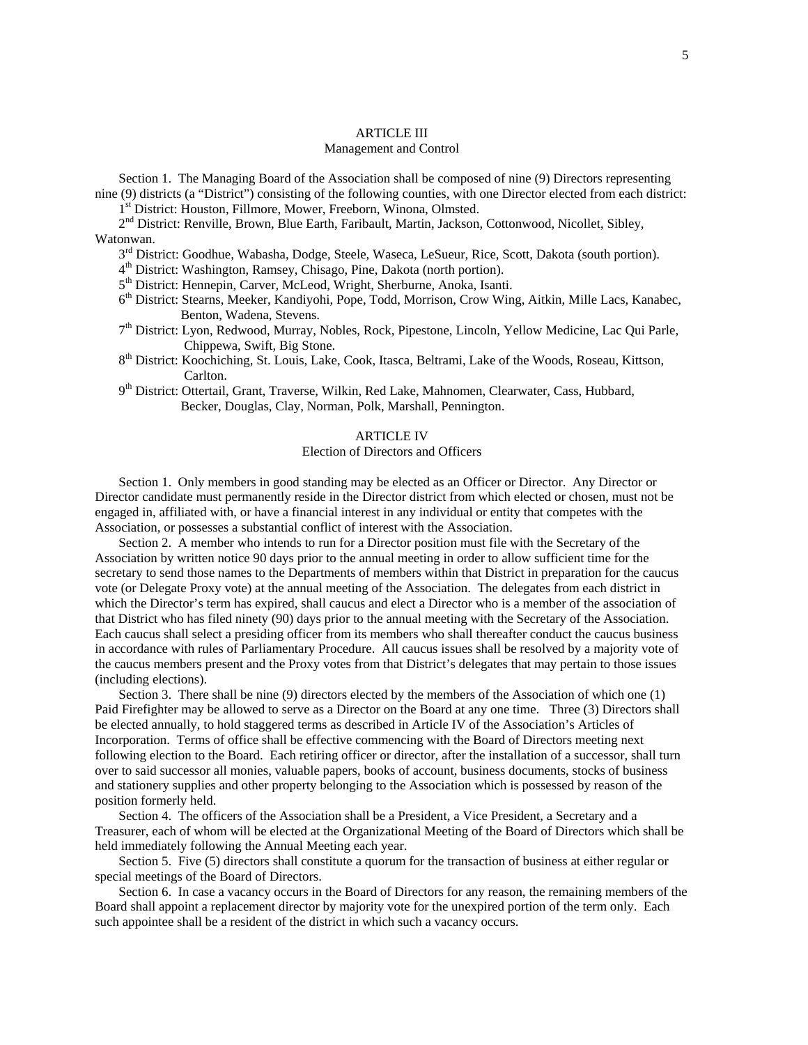## ARTICLE III
### Management and Control

Section 1. The Managing Board of the Association shall be composed of nine (9) Directors representing nine (9) districts (a "District") consisting of the following counties, with one Director elected from each district:

1st District: Houston, Fillmore, Mower, Freeborn, Winona, Olmsted.

2nd District: Renville, Brown, Blue Earth, Faribault, Martin, Jackson, Cottonwood, Nicollet, Sibley, Watonwan.

3rd District: Goodhue, Wabasha, Dodge, Steele, Waseca, LeSueur, Rice, Scott, Dakota (south portion).

4th District: Washington, Ramsey, Chisago, Pine, Dakota (north portion).

5th District: Hennepin, Carver, McLeod, Wright, Sherburne, Anoka, Isanti.

6th District: Stearns, Meeker, Kandiyohi, Pope, Todd, Morrison, Crow Wing, Aitkin, Mille Lacs, Kanabec, Benton, Wadena, Stevens.

7th District: Lyon, Redwood, Murray, Nobles, Rock, Pipestone, Lincoln, Yellow Medicine, Lac Qui Parle, Chippewa, Swift, Big Stone.

8th District: Koochiching, St. Louis, Lake, Cook, Itasca, Beltrami, Lake of the Woods, Roseau, Kittson, Carlton.

9th District: Ottertail, Grant, Traverse, Wilkin, Red Lake, Mahnomen, Clearwater, Cass, Hubbard, Becker, Douglas, Clay, Norman, Polk, Marshall, Pennington.

## ARTICLE IV
### Election of Directors and Officers

Section 1. Only members in good standing may be elected as an Officer or Director. Any Director or Director candidate must permanently reside in the Director district from which elected or chosen, must not be engaged in, affiliated with, or have a financial interest in any individual or entity that competes with the Association, or possesses a substantial conflict of interest with the Association.

Section 2. A member who intends to run for a Director position must file with the Secretary of the Association by written notice 90 days prior to the annual meeting in order to allow sufficient time for the secretary to send those names to the Departments of members within that District in preparation for the caucus vote (or Delegate Proxy vote) at the annual meeting of the Association. The delegates from each district in which the Director's term has expired, shall caucus and elect a Director who is a member of the association of that District who has filed ninety (90) days prior to the annual meeting with the Secretary of the Association. Each caucus shall select a presiding officer from its members who shall thereafter conduct the caucus business in accordance with rules of Parliamentary Procedure. All caucus issues shall be resolved by a majority vote of the caucus members present and the Proxy votes from that District's delegates that may pertain to those issues (including elections).

Section 3. There shall be nine (9) directors elected by the members of the Association of which one (1) Paid Firefighter may be allowed to serve as a Director on the Board at any one time. Three (3) Directors shall be elected annually, to hold staggered terms as described in Article IV of the Association's Articles of Incorporation. Terms of office shall be effective commencing with the Board of Directors meeting next following election to the Board. Each retiring officer or director, after the installation of a successor, shall turn over to said successor all monies, valuable papers, books of account, business documents, stocks of business and stationery supplies and other property belonging to the Association which is possessed by reason of the position formerly held.

Section 4. The officers of the Association shall be a President, a Vice President, a Secretary and a Treasurer, each of whom will be elected at the Organizational Meeting of the Board of Directors which shall be held immediately following the Annual Meeting each year.

Section 5. Five (5) directors shall constitute a quorum for the transaction of business at either regular or special meetings of the Board of Directors.

Section 6. In case a vacancy occurs in the Board of Directors for any reason, the remaining members of the Board shall appoint a replacement director by majority vote for the unexpired portion of the term only. Each such appointee shall be a resident of the district in which such a vacancy occurs.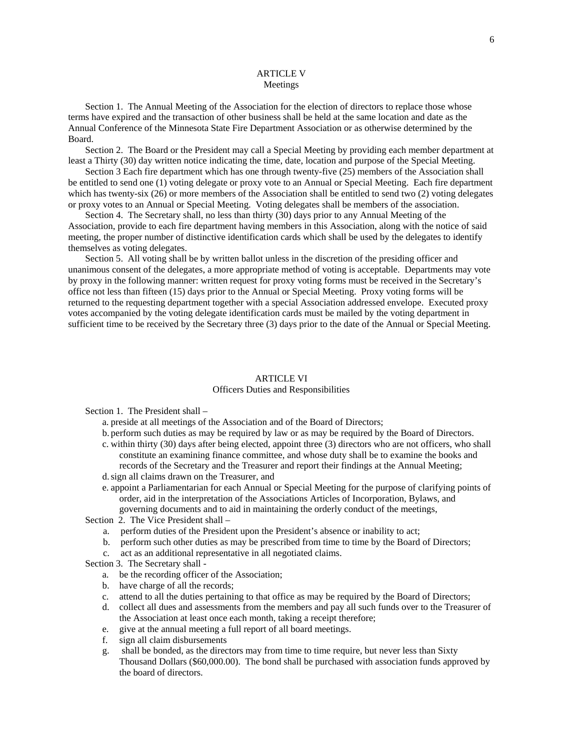## ARTICLE V
### Meetings

Section 1. The Annual Meeting of the Association for the election of directors to replace those whose terms have expired and the transaction of other business shall be held at the same location and date as the Annual Conference of the Minnesota State Fire Department Association or as otherwise determined by the Board.

Section 2. The Board or the President may call a Special Meeting by providing each member department at least a Thirty (30) day written notice indicating the time, date, location and purpose of the Special Meeting.

Section 3 Each fire department which has one through twenty-five (25) members of the Association shall be entitled to send one (1) voting delegate or proxy vote to an Annual or Special Meeting. Each fire department which has twenty-six (26) or more members of the Association shall be entitled to send two (2) voting delegates or proxy votes to an Annual or Special Meeting. Voting delegates shall be members of the association.

Section 4. The Secretary shall, no less than thirty (30) days prior to any Annual Meeting of the Association, provide to each fire department having members in this Association, along with the notice of said meeting, the proper number of distinctive identification cards which shall be used by the delegates to identify themselves as voting delegates.

Section 5. All voting shall be by written ballot unless in the discretion of the presiding officer and unanimous consent of the delegates, a more appropriate method of voting is acceptable. Departments may vote by proxy in the following manner: written request for proxy voting forms must be received in the Secretary's office not less than fifteen (15) days prior to the Annual or Special Meeting. Proxy voting forms will be returned to the requesting department together with a special Association addressed envelope. Executed proxy votes accompanied by the voting delegate identification cards must be mailed by the voting department in sufficient time to be received by the Secretary three (3) days prior to the date of the Annual or Special Meeting.

## ARTICLE VI
### Officers Duties and Responsibilities

Section 1. The President shall –

a. preside at all meetings of the Association and of the Board of Directors;
b. perform such duties as may be required by law or as may be required by the Board of Directors.
c. within thirty (30) days after being elected, appoint three (3) directors who are not officers, who shall constitute an examining finance committee, and whose duty shall be to examine the books and records of the Secretary and the Treasurer and report their findings at the Annual Meeting;
d. sign all claims drawn on the Treasurer, and
e. appoint a Parliamentarian for each Annual or Special Meeting for the purpose of clarifying points of order, aid in the interpretation of the Associations Articles of Incorporation, Bylaws, and governing documents and to aid in maintaining the orderly conduct of the meetings,

Section 2. The Vice President shall –

a. perform duties of the President upon the President's absence or inability to act;
b. perform such other duties as may be prescribed from time to time by the Board of Directors;
c. act as an additional representative in all negotiated claims.

Section 3. The Secretary shall -

a. be the recording officer of the Association;
b. have charge of all the records;
c. attend to all the duties pertaining to that office as may be required by the Board of Directors;
d. collect all dues and assessments from the members and pay all such funds over to the Treasurer of the Association at least once each month, taking a receipt therefore;
e. give at the annual meeting a full report of all board meetings.
f. sign all claim disbursements
g. shall be bonded, as the directors may from time to time require, but never less than Sixty Thousand Dollars ($60,000.00). The bond shall be purchased with association funds approved by the board of directors.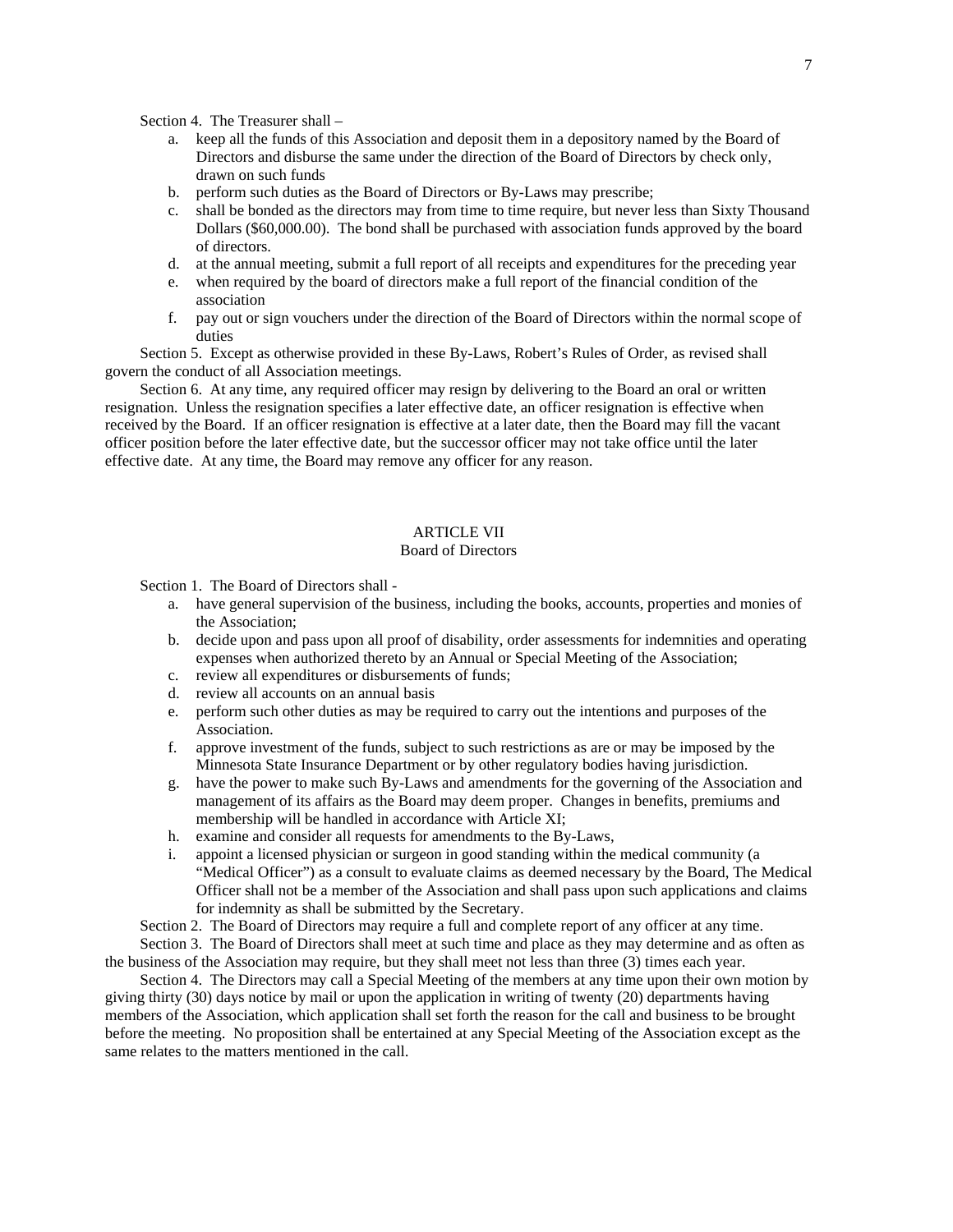Section 4. The Treasurer shall –

a. keep all the funds of this Association and deposit them in a depository named by the Board of Directors and disburse the same under the direction of the Board of Directors by check only, drawn on such funds
b. perform such duties as the Board of Directors or By-Laws may prescribe;
c. shall be bonded as the directors may from time to time require, but never less than Sixty Thousand Dollars ($60,000.00). The bond shall be purchased with association funds approved by the board of directors.
d. at the annual meeting, submit a full report of all receipts and expenditures for the preceding year
e. when required by the board of directors make a full report of the financial condition of the association
f. pay out or sign vouchers under the direction of the Board of Directors within the normal scope of duties

Section 5. Except as otherwise provided in these By-Laws, Robert's Rules of Order, as revised shall govern the conduct of all Association meetings.

Section 6. At any time, any required officer may resign by delivering to the Board an oral or written resignation. Unless the resignation specifies a later effective date, an officer resignation is effective when received by the Board. If an officer resignation is effective at a later date, then the Board may fill the vacant officer position before the later effective date, but the successor officer may not take office until the later effective date. At any time, the Board may remove any officer for any reason.

## ARTICLE VII
### Board of Directors

Section 1. The Board of Directors shall -

a. have general supervision of the business, including the books, accounts, properties and monies of the Association;
b. decide upon and pass upon all proof of disability, order assessments for indemnities and operating expenses when authorized thereto by an Annual or Special Meeting of the Association;
c. review all expenditures or disbursements of funds;
d. review all accounts on an annual basis
e. perform such other duties as may be required to carry out the intentions and purposes of the Association.
f. approve investment of the funds, subject to such restrictions as are or may be imposed by the Minnesota State Insurance Department or by other regulatory bodies having jurisdiction.
g. have the power to make such By-Laws and amendments for the governing of the Association and management of its affairs as the Board may deem proper. Changes in benefits, premiums and membership will be handled in accordance with Article XI;
h. examine and consider all requests for amendments to the By-Laws,
i. appoint a licensed physician or surgeon in good standing within the medical community (a "Medical Officer") as a consult to evaluate claims as deemed necessary by the Board, The Medical Officer shall not be a member of the Association and shall pass upon such applications and claims for indemnity as shall be submitted by the Secretary.

Section 2. The Board of Directors may require a full and complete report of any officer at any time.

Section 3. The Board of Directors shall meet at such time and place as they may determine and as often as the business of the Association may require, but they shall meet not less than three (3) times each year.

Section 4. The Directors may call a Special Meeting of the members at any time upon their own motion by giving thirty (30) days notice by mail or upon the application in writing of twenty (20) departments having members of the Association, which application shall set forth the reason for the call and business to be brought before the meeting. No proposition shall be entertained at any Special Meeting of the Association except as the same relates to the matters mentioned in the call.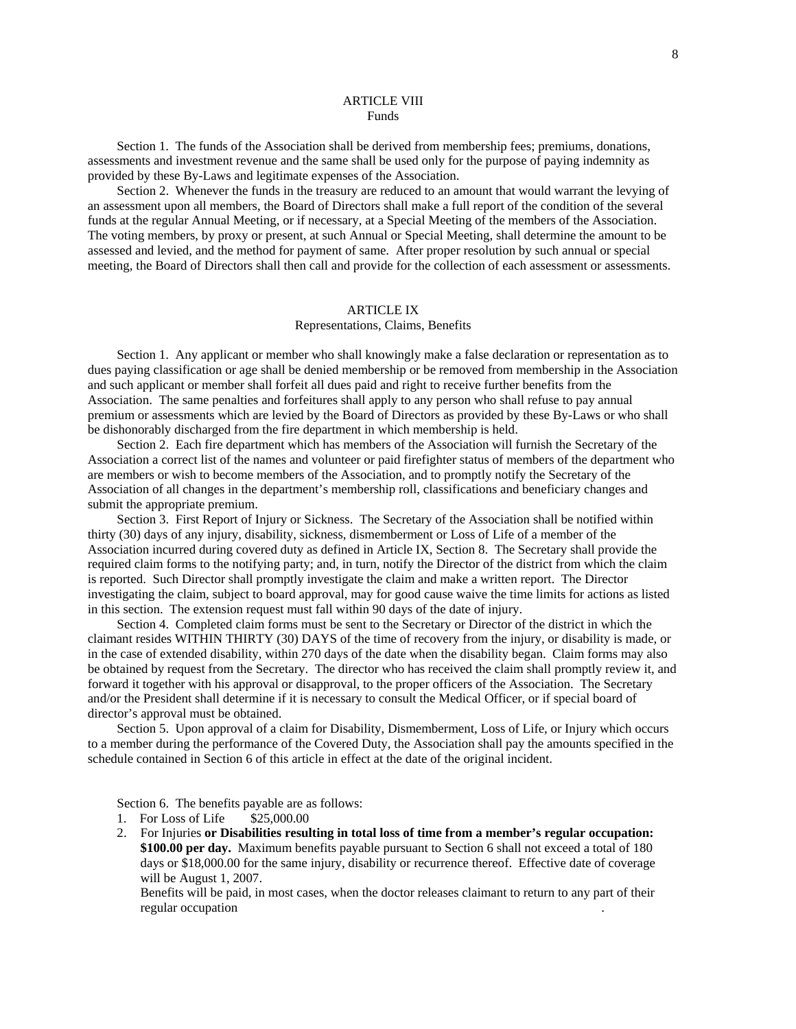## ARTICLE VIII
### Funds

Section 1. The funds of the Association shall be derived from membership fees; premiums, donations, assessments and investment revenue and the same shall be used only for the purpose of paying indemnity as provided by these By-Laws and legitimate expenses of the Association.

Section 2. Whenever the funds in the treasury are reduced to an amount that would warrant the levying of an assessment upon all members, the Board of Directors shall make a full report of the condition of the several funds at the regular Annual Meeting, or if necessary, at a Special Meeting of the members of the Association. The voting members, by proxy or present, at such Annual or Special Meeting, shall determine the amount to be assessed and levied, and the method for payment of same. After proper resolution by such annual or special meeting, the Board of Directors shall then call and provide for the collection of each assessment or assessments.

## ARTICLE IX
### Representations, Claims, Benefits

Section 1. Any applicant or member who shall knowingly make a false declaration or representation as to dues paying classification or age shall be denied membership or be removed from membership in the Association and such applicant or member shall forfeit all dues paid and right to receive further benefits from the Association. The same penalties and forfeitures shall apply to any person who shall refuse to pay annual premium or assessments which are levied by the Board of Directors as provided by these By-Laws or who shall be dishonorably discharged from the fire department in which membership is held.

Section 2. Each fire department which has members of the Association will furnish the Secretary of the Association a correct list of the names and volunteer or paid firefighter status of members of the department who are members or wish to become members of the Association, and to promptly notify the Secretary of the Association of all changes in the department's membership roll, classifications and beneficiary changes and submit the appropriate premium.

Section 3. First Report of Injury or Sickness. The Secretary of the Association shall be notified within thirty (30) days of any injury, disability, sickness, dismemberment or Loss of Life of a member of the Association incurred during covered duty as defined in Article IX, Section 8. The Secretary shall provide the required claim forms to the notifying party; and, in turn, notify the Director of the district from which the claim is reported. Such Director shall promptly investigate the claim and make a written report. The Director investigating the claim, subject to board approval, may for good cause waive the time limits for actions as listed in this section. The extension request must fall within 90 days of the date of injury.

Section 4. Completed claim forms must be sent to the Secretary or Director of the district in which the claimant resides WITHIN THIRTY (30) DAYS of the time of recovery from the injury, or disability is made, or in the case of extended disability, within 270 days of the date when the disability began. Claim forms may also be obtained by request from the Secretary. The director who has received the claim shall promptly review it, and forward it together with his approval or disapproval, to the proper officers of the Association. The Secretary and/or the President shall determine if it is necessary to consult the Medical Officer, or if special board of director's approval must be obtained.

Section 5. Upon approval of a claim for Disability, Dismemberment, Loss of Life, or Injury which occurs to a member during the performance of the Covered Duty, the Association shall pay the amounts specified in the schedule contained in Section 6 of this article in effect at the date of the original incident.

Section 6. The benefits payable are as follows:

1. For Loss of Life $25,000.00
2. For Injuries **or Disabilities resulting in total loss of time from a member's regular occupation: $100.00 per day.** Maximum benefits payable pursuant to Section 6 shall not exceed a total of 180 days or $18,000.00 for the same injury, disability or recurrence thereof. Effective date of coverage will be August 1, 2007.

   Benefits will be paid, in most cases, when the doctor releases claimant to return to any part of their regular occupation .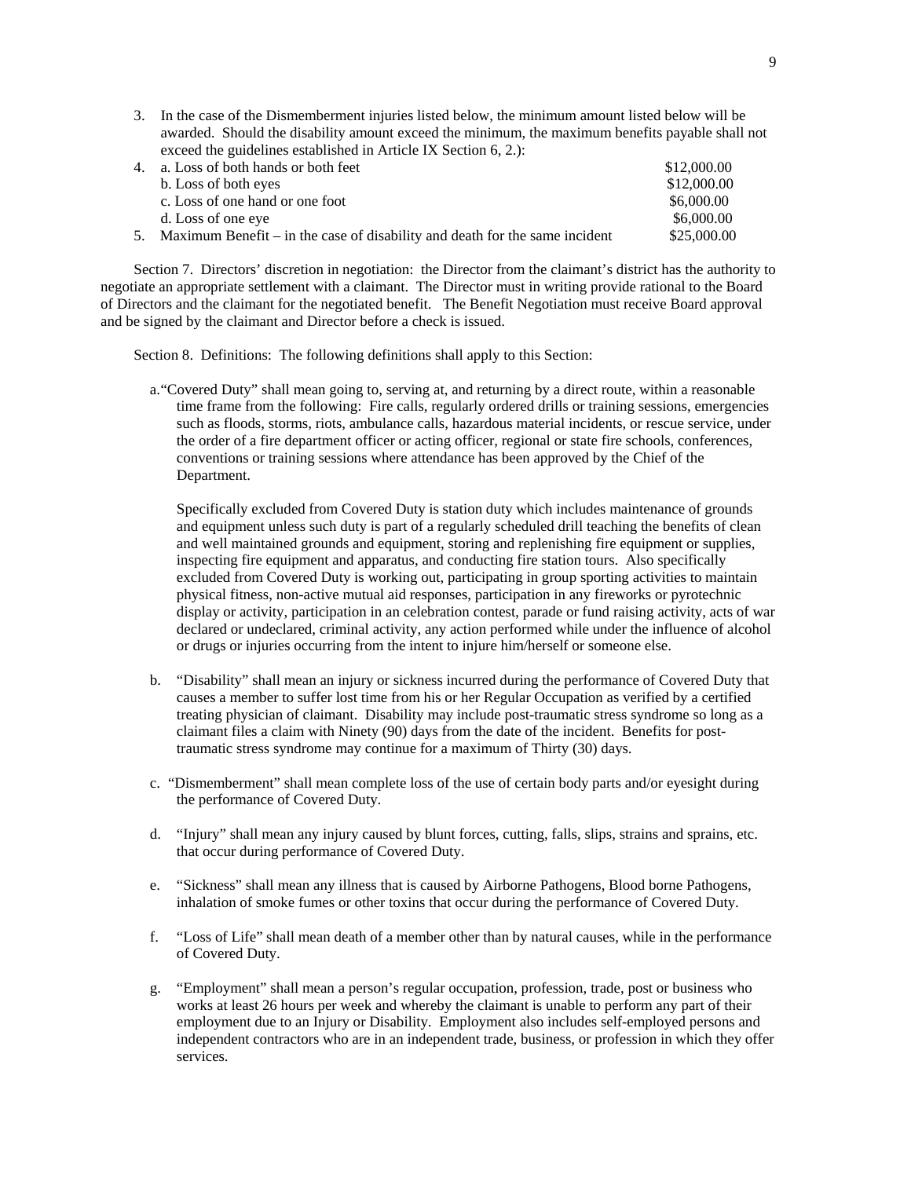3. In the case of the Dismemberment injuries listed below, the minimum amount listed below will be awarded. Should the disability amount exceed the minimum, the maximum benefits payable shall not exceed the guidelines established in Article IX Section 6, 2.):
4. a. Loss of both hands or both feet $12,000.00
   b. Loss of both eyes $12,000.00
   c. Loss of one hand or one foot $6,000.00
   d. Loss of one eye $6,000.00
5. Maximum Benefit – in the case of disability and death for the same incident $25,000.00

Section 7. Directors' discretion in negotiation: the Director from the claimant's district has the authority to negotiate an appropriate settlement with a claimant. The Director must in writing provide rational to the Board of Directors and the claimant for the negotiated benefit. The Benefit Negotiation must receive Board approval and be signed by the claimant and Director before a check is issued.

Section 8. Definitions: The following definitions shall apply to this Section:

a. "Covered Duty" shall mean going to, serving at, and returning by a direct route, within a reasonable time frame from the following: Fire calls, regularly ordered drills or training sessions, emergencies such as floods, storms, riots, ambulance calls, hazardous material incidents, or rescue service, under the order of a fire department officer or acting officer, regional or state fire schools, conferences, conventions or training sessions where attendance has been approved by the Chief of the Department.

   Specifically excluded from Covered Duty is station duty which includes maintenance of grounds and equipment unless such duty is part of a regularly scheduled drill teaching the benefits of clean and well maintained grounds and equipment, storing and replenishing fire equipment or supplies, inspecting fire equipment and apparatus, and conducting fire station tours. Also specifically excluded from Covered Duty is working out, participating in group sporting activities to maintain physical fitness, non-active mutual aid responses, participation in any fireworks or pyrotechnic display or activity, participation in an celebration contest, parade or fund raising activity, acts of war declared or undeclared, criminal activity, any action performed while under the influence of alcohol or drugs or injuries occurring from the intent to injure him/herself or someone else.

b. "Disability" shall mean an injury or sickness incurred during the performance of Covered Duty that causes a member to suffer lost time from his or her Regular Occupation as verified by a certified treating physician of claimant. Disability may include post-traumatic stress syndrome so long as a claimant files a claim with Ninety (90) days from the date of the incident. Benefits for post-traumatic stress syndrome may continue for a maximum of Thirty (30) days.

c. "Dismemberment" shall mean complete loss of the use of certain body parts and/or eyesight during the performance of Covered Duty.

d. "Injury" shall mean any injury caused by blunt forces, cutting, falls, slips, strains and sprains, etc. that occur during performance of Covered Duty.

e. "Sickness" shall mean any illness that is caused by Airborne Pathogens, Blood borne Pathogens, inhalation of smoke fumes or other toxins that occur during the performance of Covered Duty.

f. "Loss of Life" shall mean death of a member other than by natural causes, while in the performance of Covered Duty.

g. "Employment" shall mean a person's regular occupation, profession, trade, post or business who works at least 26 hours per week and whereby the claimant is unable to perform any part of their employment due to an Injury or Disability. Employment also includes self-employed persons and independent contractors who are in an independent trade, business, or profession in which they offer services.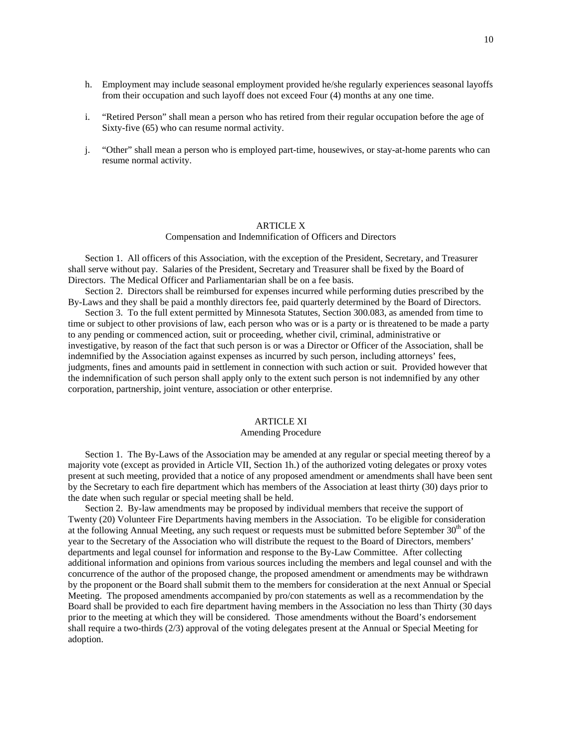h. Employment may include seasonal employment provided he/she regularly experiences seasonal layoffs from their occupation and such layoff does not exceed Four (4) months at any one time.

i. "Retired Person" shall mean a person who has retired from their regular occupation before the age of Sixty-five (65) who can resume normal activity.

j. "Other" shall mean a person who is employed part-time, housewives, or stay-at-home parents who can resume normal activity.

## ARTICLE X
### Compensation and Indemnification of Officers and Directors

Section 1. All officers of this Association, with the exception of the President, Secretary, and Treasurer shall serve without pay. Salaries of the President, Secretary and Treasurer shall be fixed by the Board of Directors. The Medical Officer and Parliamentarian shall be on a fee basis.

Section 2. Directors shall be reimbursed for expenses incurred while performing duties prescribed by the By-Laws and they shall be paid a monthly directors fee, paid quarterly determined by the Board of Directors.

Section 3. To the full extent permitted by Minnesota Statutes, Section 300.083, as amended from time to time or subject to other provisions of law, each person who was or is a party or is threatened to be made a party to any pending or commenced action, suit or proceeding, whether civil, criminal, administrative or investigative, by reason of the fact that such person is or was a Director or Officer of the Association, shall be indemnified by the Association against expenses as incurred by such person, including attorneys' fees, judgments, fines and amounts paid in settlement in connection with such action or suit. Provided however that the indemnification of such person shall apply only to the extent such person is not indemnified by any other corporation, partnership, joint venture, association or other enterprise.

## ARTICLE XI
### Amending Procedure

Section 1. The By-Laws of the Association may be amended at any regular or special meeting thereof by a majority vote (except as provided in Article VII, Section 1h.) of the authorized voting delegates or proxy votes present at such meeting, provided that a notice of any proposed amendment or amendments shall have been sent by the Secretary to each fire department which has members of the Association at least thirty (30) days prior to the date when such regular or special meeting shall be held.

Section 2. By-law amendments may be proposed by individual members that receive the support of Twenty (20) Volunteer Fire Departments having members in the Association. To be eligible for consideration at the following Annual Meeting, any such request or requests must be submitted before September 30th of the year to the Secretary of the Association who will distribute the request to the Board of Directors, members' departments and legal counsel for information and response to the By-Law Committee. After collecting additional information and opinions from various sources including the members and legal counsel and with the concurrence of the author of the proposed change, the proposed amendment or amendments may be withdrawn by the proponent or the Board shall submit them to the members for consideration at the next Annual or Special Meeting. The proposed amendments accompanied by pro/con statements as well as a recommendation by the Board shall be provided to each fire department having members in the Association no less than Thirty (30 days prior to the meeting at which they will be considered. Those amendments without the Board's endorsement shall require a two-thirds (2/3) approval of the voting delegates present at the Annual or Special Meeting for adoption.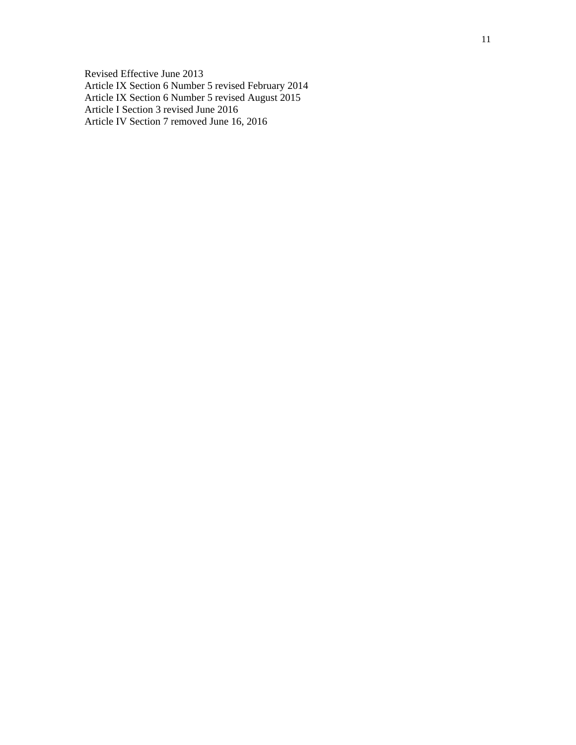Revised Effective June 2013
Article IX Section 6 Number 5 revised February 2014
Article IX Section 6 Number 5 revised August 2015
Article I Section 3 revised June 2016
Article IV Section 7 removed June 16, 2016